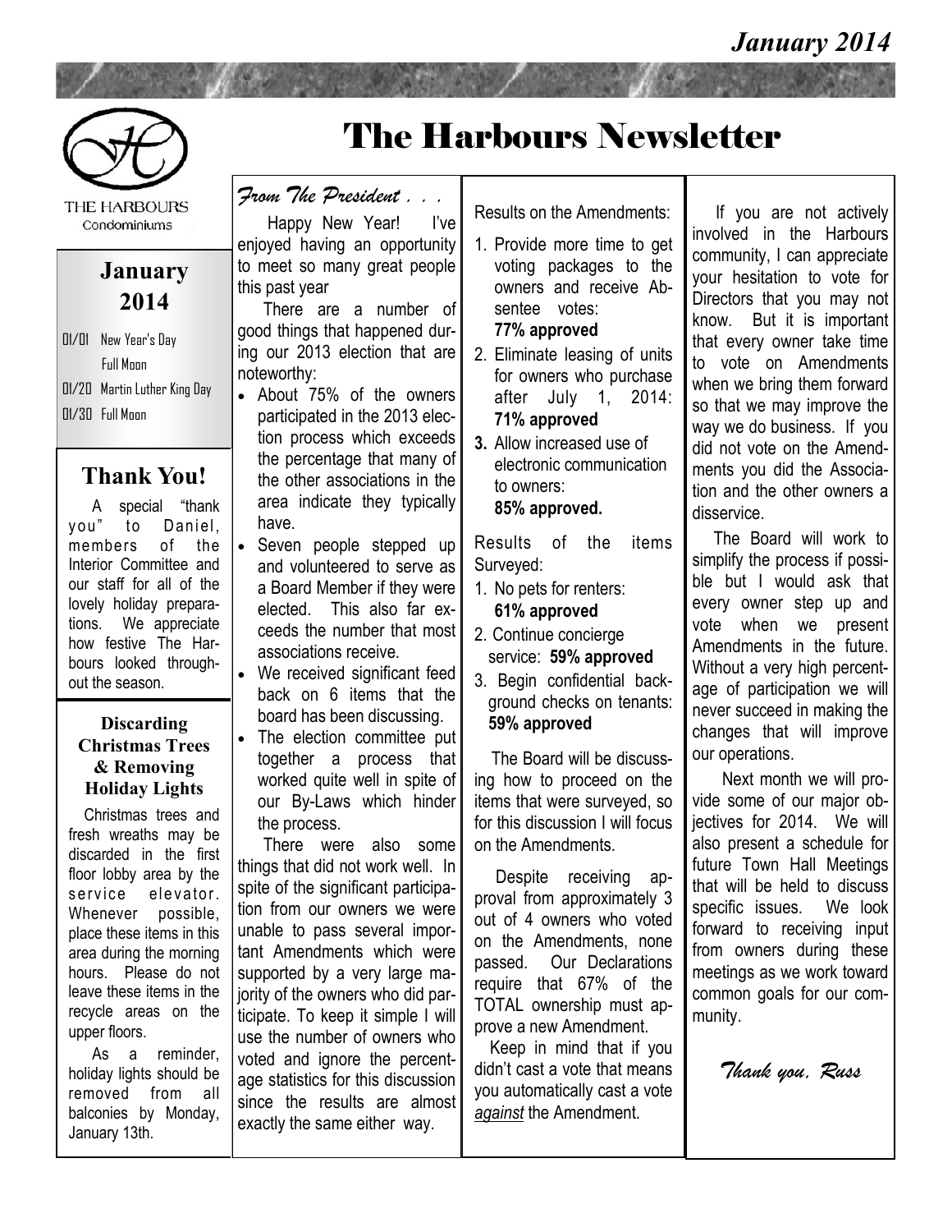# The Harbours Newsletter

January 2014

THE HARBOURS
Condominiums

## January 2014

- 01/01 New Year's Day
  Full Moon
- 01/20 Martin Luther King Day
- 01/30 Full Moon

## Thank You!

A special "thank you" to Daniel, members of the Interior Committee and our staff for all of the lovely holiday preparations. We appreciate how festive The Harbours looked throughout the season.

### Discarding Christmas Trees & Removing Holiday Lights

Christmas trees and fresh wreaths may be discarded in the first floor lobby area by the service elevator. Whenever possible, place these items in this area during the morning hours. Please do not leave these items in the recycle areas on the upper floors.

As a reminder, holiday lights should be removed from all balconies by Monday, January 13th.

## *From The President . . .*

Happy New Year! I've enjoyed having an opportunity to meet so many great people this past year

There are a number of good things that happened during our 2013 election that are noteworthy:

- About 75% of the owners participated in the 2013 election process which exceeds the percentage that many of the other associations in the area indicate they typically have.
- Seven people stepped up and volunteered to serve as a Board Member if they were elected. This also far exceeds the number that most associations receive.
- We received significant feed back on 6 items that the board has been discussing.
- The election committee put together a process that worked quite well in spite of our By-Laws which hinder the process.

There were also some things that did not work well. In spite of the significant participation from our owners we were unable to pass several important Amendments which were supported by a very large majority of the owners who did participate. To keep it simple I will use the number of owners who voted and ignore the percentage statistics for this discussion since the results are almost exactly the same either way.

Results on the Amendments:

1. Provide more time to get voting packages to the owners and receive Absentee votes: **77% approved**
2. Eliminate leasing of units for owners who purchase after July 1, 2014: **71% approved**
3. Allow increased use of electronic communication to owners: **85% approved.**

Results of the items Surveyed:

1. No pets for renters: **61% approved**
2. Continue concierge service: **59% approved**
3. Begin confidential background checks on tenants: **59% approved**

The Board will be discussing how to proceed on the items that were surveyed, so for this discussion I will focus on the Amendments.

Despite receiving approval from approximately 3 out of 4 owners who voted on the Amendments, none passed. Our Declarations require that 67% of the TOTAL ownership must approve a new Amendment.

Keep in mind that if you didn't cast a vote that means you automatically cast a vote *against* the Amendment.

If you are not actively involved in the Harbours community, I can appreciate your hesitation to vote for Directors that you may not know. But it is important that every owner take time to vote on Amendments when we bring them forward so that we may improve the way we do business. If you did not vote on the Amendments you did the Association and the other owners a disservice.

The Board will work to simplify the process if possible but I would ask that every owner step up and vote when we present Amendments in the future. Without a very high percentage of participation we will never succeed in making the changes that will improve our operations.

Next month we will provide some of our major objectives for 2014. We will also present a schedule for future Town Hall Meetings that will be held to discuss specific issues. We look forward to receiving input from owners during these meetings as we work toward common goals for our community.

*Thank you, Russ*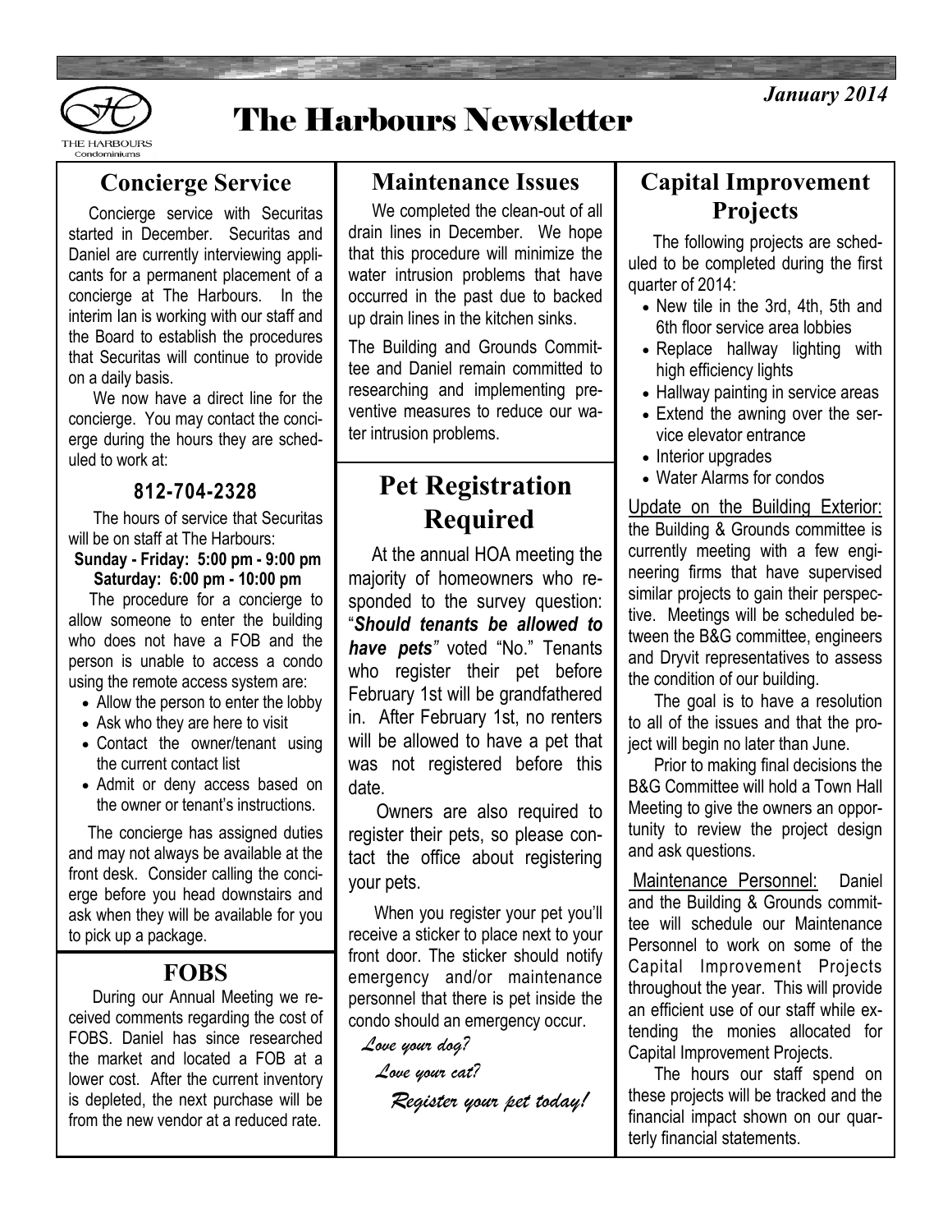# The Harbours Newsletter

*January 2014*

## Concierge Service

Concierge service with Securitas started in December. Securitas and Daniel are currently interviewing applicants for a permanent placement of a concierge at The Harbours. In the interim Ian is working with our staff and the Board to establish the procedures that Securitas will continue to provide on a daily basis.

We now have a direct line for the concierge. You may contact the concierge during the hours they are scheduled to work at:

### 812-704-2328

The hours of service that Securitas will be on staff at The Harbours:

**Sunday - Friday: 5:00 pm - 9:00 pm**
**Saturday: 6:00 pm - 10:00 pm**

The procedure for a concierge to allow someone to enter the building who does not have a FOB and the person is unable to access a condo using the remote access system are:

- Allow the person to enter the lobby
- Ask who they are here to visit
- Contact the owner/tenant using the current contact list
- Admit or deny access based on the owner or tenant's instructions.

The concierge has assigned duties and may not always be available at the front desk. Consider calling the concierge before you head downstairs and ask when they will be available for you to pick up a package.

## FOBS

During our Annual Meeting we received comments regarding the cost of FOBS. Daniel has since researched the market and located a FOB at a lower cost. After the current inventory is depleted, the next purchase will be from the new vendor at a reduced rate.

## Maintenance Issues

We completed the clean-out of all drain lines in December. We hope that this procedure will minimize the water intrusion problems that have occurred in the past due to backed up drain lines in the kitchen sinks.

The Building and Grounds Committee and Daniel remain committed to researching and implementing preventive measures to reduce our water intrusion problems.

## Pet Registration Required

At the annual HOA meeting the majority of homeowners who responded to the survey question: "***Should tenants be allowed to have pets***" voted "No." Tenants who register their pet before February 1st will be grandfathered in. After February 1st, no renters will be allowed to have a pet that was not registered before this date.

Owners are also required to register their pets, so please contact the office about registering your pets.

When you register your pet you'll receive a sticker to place next to your front door. The sticker should notify emergency and/or maintenance personnel that there is pet inside the condo should an emergency occur.

*Love your dog?*

*Love your cat?*

*Register your pet today!*

## Capital Improvement Projects

The following projects are scheduled to be completed during the first quarter of 2014:

- New tile in the 3rd, 4th, 5th and 6th floor service area lobbies
- Replace hallway lighting with high efficiency lights
- Hallway painting in service areas
- Extend the awning over the service elevator entrance
- Interior upgrades
- Water Alarms for condos

Update on the Building Exterior: the Building & Grounds committee is currently meeting with a few engineering firms that have supervised similar projects to gain their perspective. Meetings will be scheduled between the B&G committee, engineers and Dryvit representatives to assess the condition of our building.

The goal is to have a resolution to all of the issues and that the project will begin no later than June.

Prior to making final decisions the B&G Committee will hold a Town Hall Meeting to give the owners an opportunity to review the project design and ask questions.

Maintenance Personnel: Daniel and the Building & Grounds committee will schedule our Maintenance Personnel to work on some of the Capital Improvement Projects throughout the year. This will provide an efficient use of our staff while extending the monies allocated for Capital Improvement Projects.

The hours our staff spend on these projects will be tracked and the financial impact shown on our quarterly financial statements.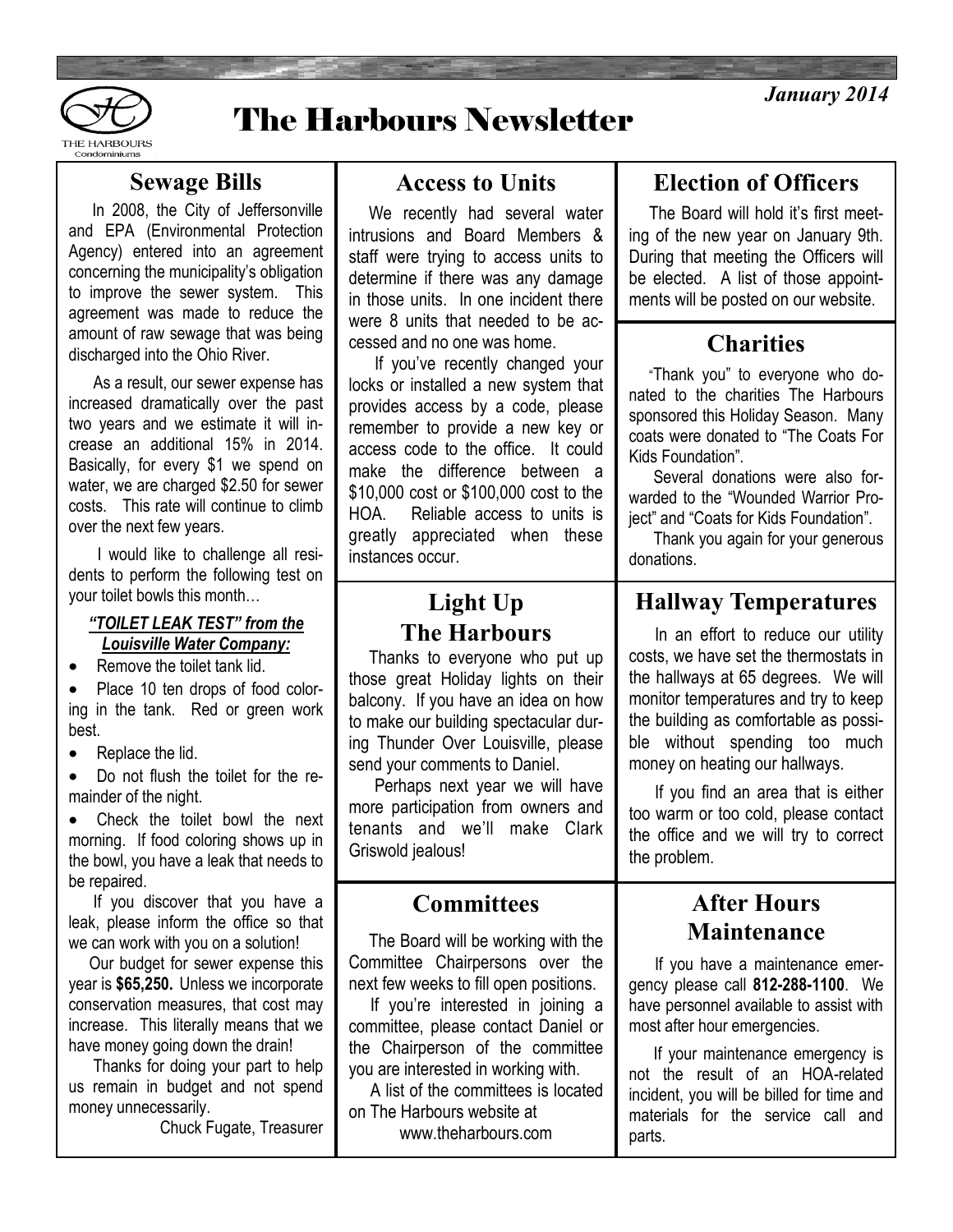# The Harbours Newsletter

*January 2014*

## Sewage Bills

In 2008, the City of Jeffersonville and EPA (Environmental Protection Agency) entered into an agreement concerning the municipality's obligation to improve the sewer system. This agreement was made to reduce the amount of raw sewage that was being discharged into the Ohio River.

As a result, our sewer expense has increased dramatically over the past two years and we estimate it will increase an additional 15% in 2014. Basically, for every $1 we spend on water, we are charged $2.50 for sewer costs. This rate will continue to climb over the next few years.

I would like to challenge all residents to perform the following test on your toilet bowls this month…

***"TOILET LEAK TEST" from the Louisville Water Company:***

- Remove the toilet tank lid.
- Place 10 ten drops of food coloring in the tank. Red or green work best.
- Replace the lid.
- Do not flush the toilet for the remainder of the night.
- Check the toilet bowl the next morning. If food coloring shows up in the bowl, you have a leak that needs to be repaired.

If you discover that you have a leak, please inform the office so that we can work with you on a solution!

Our budget for sewer expense this year is **$65,250.** Unless we incorporate conservation measures, that cost may increase. This literally means that we have money going down the drain!

Thanks for doing your part to help us remain in budget and not spend money unnecessarily.

Chuck Fugate, Treasurer

## Access to Units

We recently had several water intrusions and Board Members & staff were trying to access units to determine if there was any damage in those units. In one incident there were 8 units that needed to be accessed and no one was home.

If you've recently changed your locks or installed a new system that provides access by a code, please remember to provide a new key or access code to the office. It could make the difference between a $10,000 cost or $100,000 cost to the HOA. Reliable access to units is greatly appreciated when these instances occur.

## Light Up The Harbours

Thanks to everyone who put up those great Holiday lights on their balcony. If you have an idea on how to make our building spectacular during Thunder Over Louisville, please send your comments to Daniel.

Perhaps next year we will have more participation from owners and tenants and we'll make Clark Griswold jealous!

## Committees

The Board will be working with the Committee Chairpersons over the next few weeks to fill open positions.

If you're interested in joining a committee, please contact Daniel or the Chairperson of the committee you are interested in working with.

A list of the committees is located on The Harbours website at www.theharbours.com

## Election of Officers

The Board will hold it's first meeting of the new year on January 9th. During that meeting the Officers will be elected. A list of those appointments will be posted on our website.

## Charities

"Thank you" to everyone who donated to the charities The Harbours sponsored this Holiday Season. Many coats were donated to "The Coats For Kids Foundation".

Several donations were also forwarded to the "Wounded Warrior Project" and "Coats for Kids Foundation".

Thank you again for your generous donations.

## Hallway Temperatures

In an effort to reduce our utility costs, we have set the thermostats in the hallways at 65 degrees. We will monitor temperatures and try to keep the building as comfortable as possible without spending too much money on heating our hallways.

If you find an area that is either too warm or too cold, please contact the office and we will try to correct the problem.

## After Hours Maintenance

If you have a maintenance emergency please call **812-288-1100**. We have personnel available to assist with most after hour emergencies.

If your maintenance emergency is not the result of an HOA-related incident, you will be billed for time and materials for the service call and parts.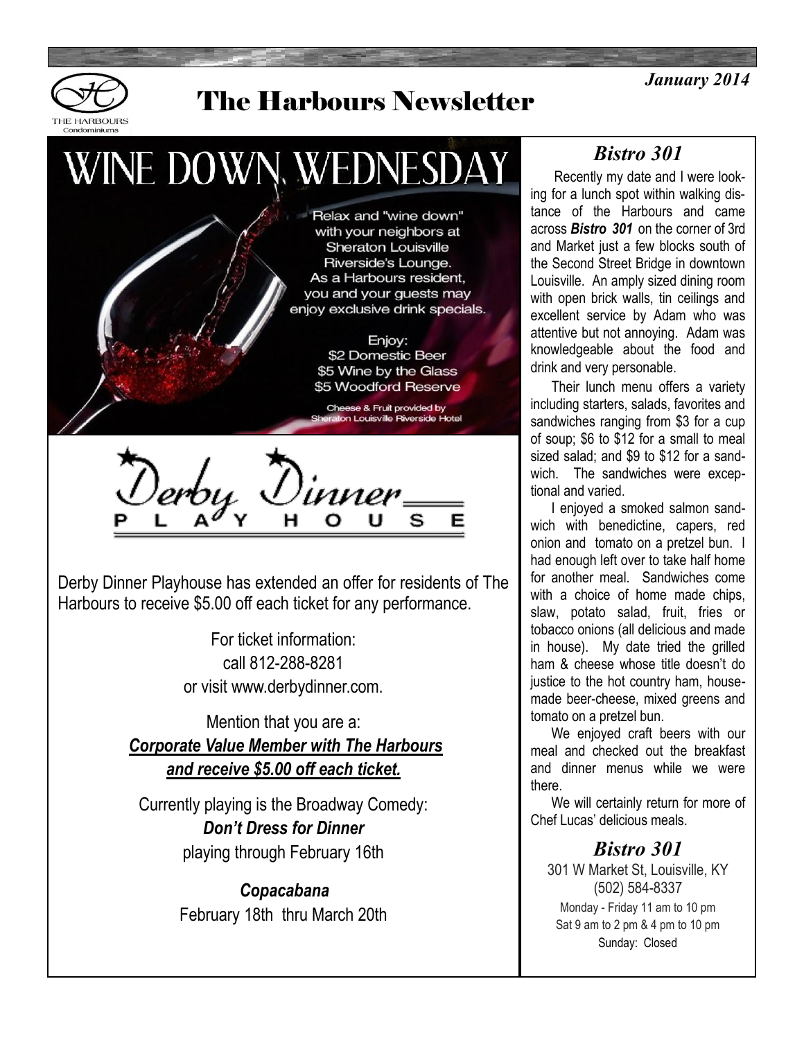# The Harbours Newsletter

*January 2014*

## WINE DOWN WEDNESDAY

Relax and "wine down" with your neighbors at Sheraton Louisville Riverside's Lounge. As a Harbours resident, you and your guests may enjoy exclusive drink specials.

Enjoy:
$2 Domestic Beer
$5 Wine by the Glass
$5 Woodford Reserve

Cheese & Fruit provided by Sheraton Louisville Riverside Hotel

## Derby Dinner Playhouse

Derby Dinner Playhouse has extended an offer for residents of The Harbours to receive $5.00 off each ticket for any performance.

For ticket information:
call 812-288-8281
or visit www.derbydinner.com.

Mention that you are a:
***Corporate Value Member with The Harbours and receive $5.00 off each ticket.***

Currently playing is the Broadway Comedy:
***Don't Dress for Dinner***
playing through February 16th

***Copacabana***
February 18th thru March 20th

## *Bistro 301*

Recently my date and I were looking for a lunch spot within walking distance of the Harbours and came across ***Bistro 301*** on the corner of 3rd and Market just a few blocks south of the Second Street Bridge in downtown Louisville. An amply sized dining room with open brick walls, tin ceilings and excellent service by Adam who was attentive but not annoying. Adam was knowledgeable about the food and drink and very personable.

Their lunch menu offers a variety including starters, salads, favorites and sandwiches ranging from $3 for a cup of soup; $6 to $12 for a small to meal sized salad; and $9 to $12 for a sandwich. The sandwiches were exceptional and varied.

I enjoyed a smoked salmon sandwich with benedictine, capers, red onion and tomato on a pretzel bun. I had enough left over to take half home for another meal. Sandwiches come with a choice of home made chips, slaw, potato salad, fruit, fries or tobacco onions (all delicious and made in house). My date tried the grilled ham & cheese whose title doesn't do justice to the hot country ham, house-made beer-cheese, mixed greens and tomato on a pretzel bun.

We enjoyed craft beers with our meal and checked out the breakfast and dinner menus while we were there.

We will certainly return for more of Chef Lucas' delicious meals.

### *Bistro 301*

301 W Market St, Louisville, KY
(502) 584-8337
Monday - Friday 11 am to 10 pm
Sat 9 am to 2 pm & 4 pm to 10 pm
Sunday: Closed